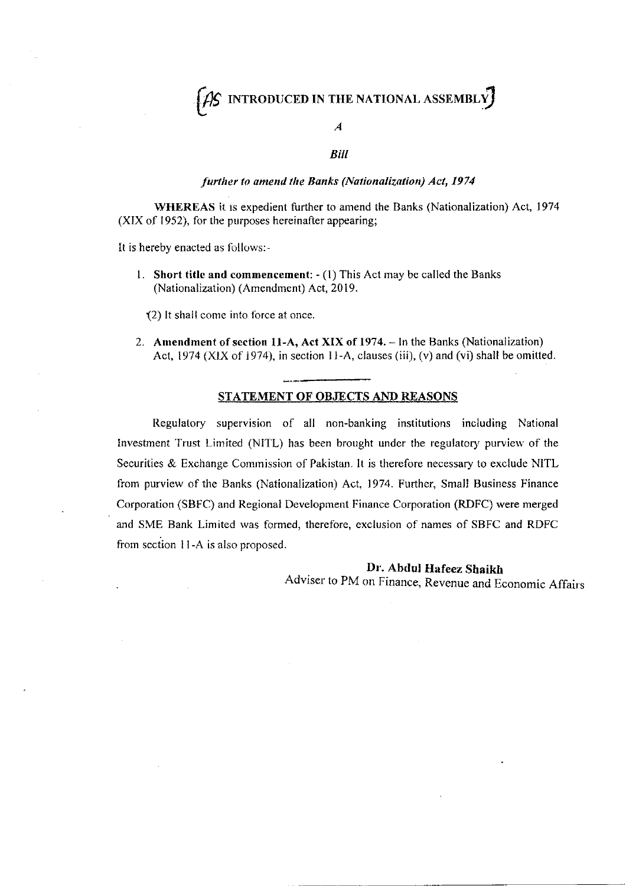# [AS INTRODUCED IN THE NATIONAL ASSEMBLY]

*A*

*Bill*

***further to amend the Banks (Nationalization) Act, 1974***

**WHEREAS** it is expedient further to amend the Banks (Nationalization) Act, 1974 (XIX of 1952), for the purposes hereinafter appearing;

It is hereby enacted as follows:-

1. **Short title and commencement**: - (1) This Act may be called the Banks (Nationalization) (Amendment) Act, 2019.

   (2) It shall come into force at once.

2. **Amendment of section 11-A, Act XIX of 1974.** – In the Banks (Nationalization) Act, 1974 (XIX of 1974), in section 11-A, clauses (iii), (v) and (vi) shall be omitted.

## STATEMENT OF OBJECTS AND REASONS

Regulatory supervision of all non-banking institutions including National Investment Trust Limited (NITL) has been brought under the regulatory purview of the Securities & Exchange Commission of Pakistan. It is therefore necessary to exclude NITL from purview of the Banks (Nationalization) Act, 1974. Further, Small Business Finance Corporation (SBFC) and Regional Development Finance Corporation (RDFC) were merged and SME Bank Limited was formed, therefore, exclusion of names of SBFC and RDFC from section 11-A is also proposed.

**Dr. Abdul Hafeez Shaikh**
Adviser to PM on Finance, Revenue and Economic Affairs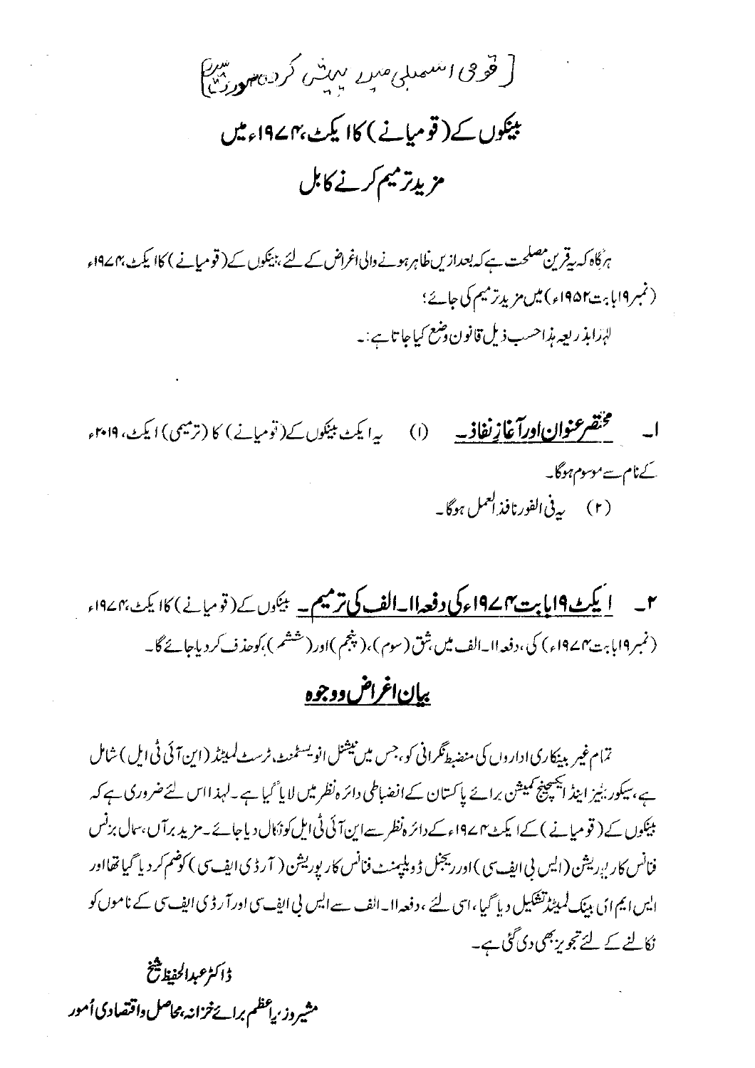[قومی اسمبلی میں پیش کردہ صورت میں]

# بینکوں کے (قومیانے) کا ایکٹ، ۱۹۷۴ء میں مزید ترمیم کرنے کا بل

ہرگاہ کہ یہ قرین مصلحت ہے کہ بعدازیں ظاہر ہونے والی اغراض کے لئے، بینکوں کے (قومیانے) کا ایکٹ، ۱۹۷۴ء (نمبر ۱۹ بابت ۱۹۷۴ء) میں مزید ترمیم کی جائے؛

لہٰذا بذریعہ ہذا حسب ذیل قانون وضع کیا جاتا ہے:۔

۱۔ **مختصر عنوان اور آغاز نفاذ۔** (۱) یہ ایکٹ بینکوں کے (قومیانے) کا (ترمیمی) ایکٹ، ۲۰۱۹ء کے نام سے موسوم ہوگا۔

(۲) یہ فی الفور نافذ العمل ہوگا۔

۲۔ **ایکٹ ۱۹ بابت ۱۹۷۴ء کی دفعہ ۱۱۔الف کی ترمیم۔** بینکوں کے (قومیانے) کا ایکٹ، ۱۹۷۴ء (نمبر ۱۹ بابت ۱۹۷۴ء) کی، دفعہ ۱۱۔الف میں شق (سوم)، (پنجم) اور (ششم)، کو حذف کر دیا جائے گا۔

## بیان اغراض و وجوہ

تمام غیر بینکاری اداروں کی منضبط نگرانی کو، جس میں نیشنل انویسٹمنٹ ٹرسٹ لمیٹڈ (این آئی ٹی ایل) شامل ہے، سیکوریٹیز اینڈ ایکسچینج کمیشن برائے پاکستان کے انضباطی دائرہ نظر میں لایا گیا ہے۔ لہٰذا اس لئے ضروری ہے کہ بینکوں کے (قومیانے) کے ایکٹ ۱۹۷۴ء کے دائرہ نظر سے این آئی ٹی ایل کو نکال دیا جائے۔ مزید برآں، سمال بزنس فنانس کارپوریشن (ایس بی ایف سی) اور ریجنل ڈویلپمنٹ فنانس کارپوریشن (آر ڈی ایف سی) کو ضم کر دیا گیا تھا اور ایس ایم ای بینک لمیٹڈ تشکیل دیا گیا، اسی لئے، دفعہ ۱۱۔الف سے ایس بی ایف سی اور آر ڈی ایف سی کے ناموں کو نکالنے کے لئے تجویز بھی دی گئی ہے۔

ڈاکٹر عبدالحفیظ شیخ

مشیر وزیراعظم برائے خزانہ، محاصل و اقتصادی اُمور